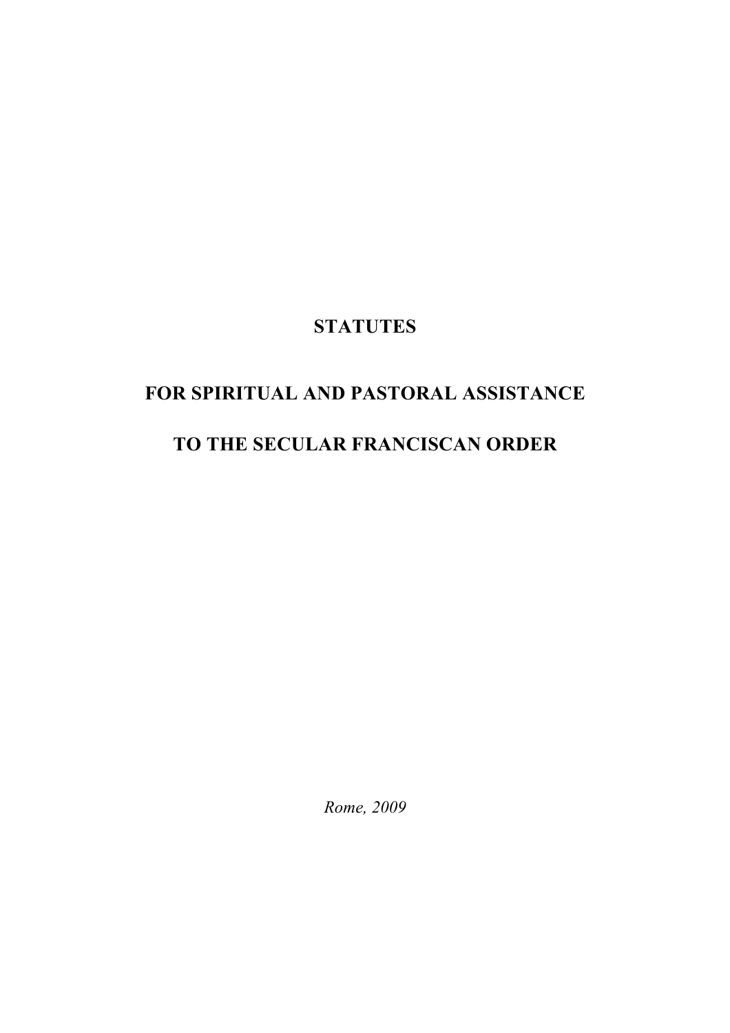# STATUTES

# FOR SPIRITUAL AND PASTORAL ASSISTANCE

# TO THE SECULAR FRANCISCAN ORDER

*Rome, 2009*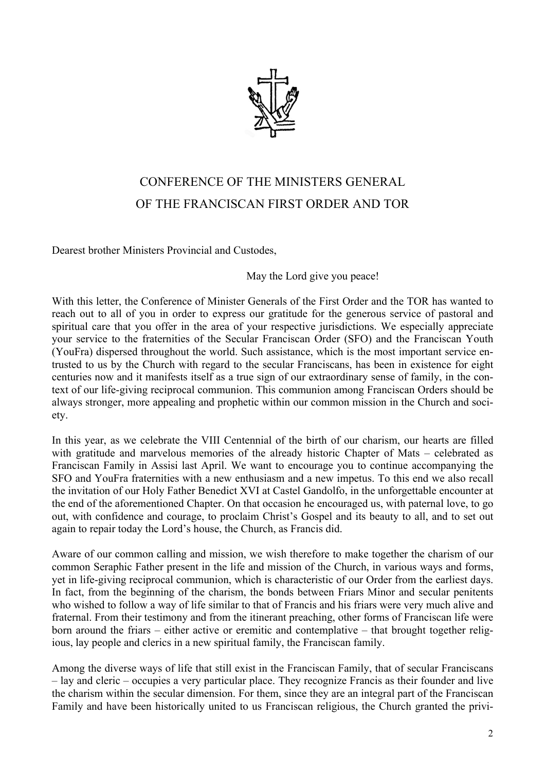# CONFERENCE OF THE MINISTERS GENERAL OF THE FRANCISCAN FIRST ORDER AND TOR

Dearest brother Ministers Provincial and Custodes,

May the Lord give you peace!

With this letter, the Conference of Minister Generals of the First Order and the TOR has wanted to reach out to all of you in order to express our gratitude for the generous service of pastoral and spiritual care that you offer in the area of your respective jurisdictions. We especially appreciate your service to the fraternities of the Secular Franciscan Order (SFO) and the Franciscan Youth (YouFra) dispersed throughout the world. Such assistance, which is the most important service entrusted to us by the Church with regard to the secular Franciscans, has been in existence for eight centuries now and it manifests itself as a true sign of our extraordinary sense of family, in the context of our life-giving reciprocal communion. This communion among Franciscan Orders should be always stronger, more appealing and prophetic within our common mission in the Church and society.

In this year, as we celebrate the VIII Centennial of the birth of our charism, our hearts are filled with gratitude and marvelous memories of the already historic Chapter of Mats – celebrated as Franciscan Family in Assisi last April. We want to encourage you to continue accompanying the SFO and YouFra fraternities with a new enthusiasm and a new impetus. To this end we also recall the invitation of our Holy Father Benedict XVI at Castel Gandolfo, in the unforgettable encounter at the end of the aforementioned Chapter. On that occasion he encouraged us, with paternal love, to go out, with confidence and courage, to proclaim Christ's Gospel and its beauty to all, and to set out again to repair today the Lord's house, the Church, as Francis did.

Aware of our common calling and mission, we wish therefore to make together the charism of our common Seraphic Father present in the life and mission of the Church, in various ways and forms, yet in life-giving reciprocal communion, which is characteristic of our Order from the earliest days. In fact, from the beginning of the charism, the bonds between Friars Minor and secular penitents who wished to follow a way of life similar to that of Francis and his friars were very much alive and fraternal. From their testimony and from the itinerant preaching, other forms of Franciscan life were born around the friars – either active or eremitic and contemplative – that brought together religious, lay people and clerics in a new spiritual family, the Franciscan family.

Among the diverse ways of life that still exist in the Franciscan Family, that of secular Franciscans – lay and cleric – occupies a very particular place. They recognize Francis as their founder and live the charism within the secular dimension. For them, since they are an integral part of the Franciscan Family and have been historically united to us Franciscan religious, the Church granted the privi-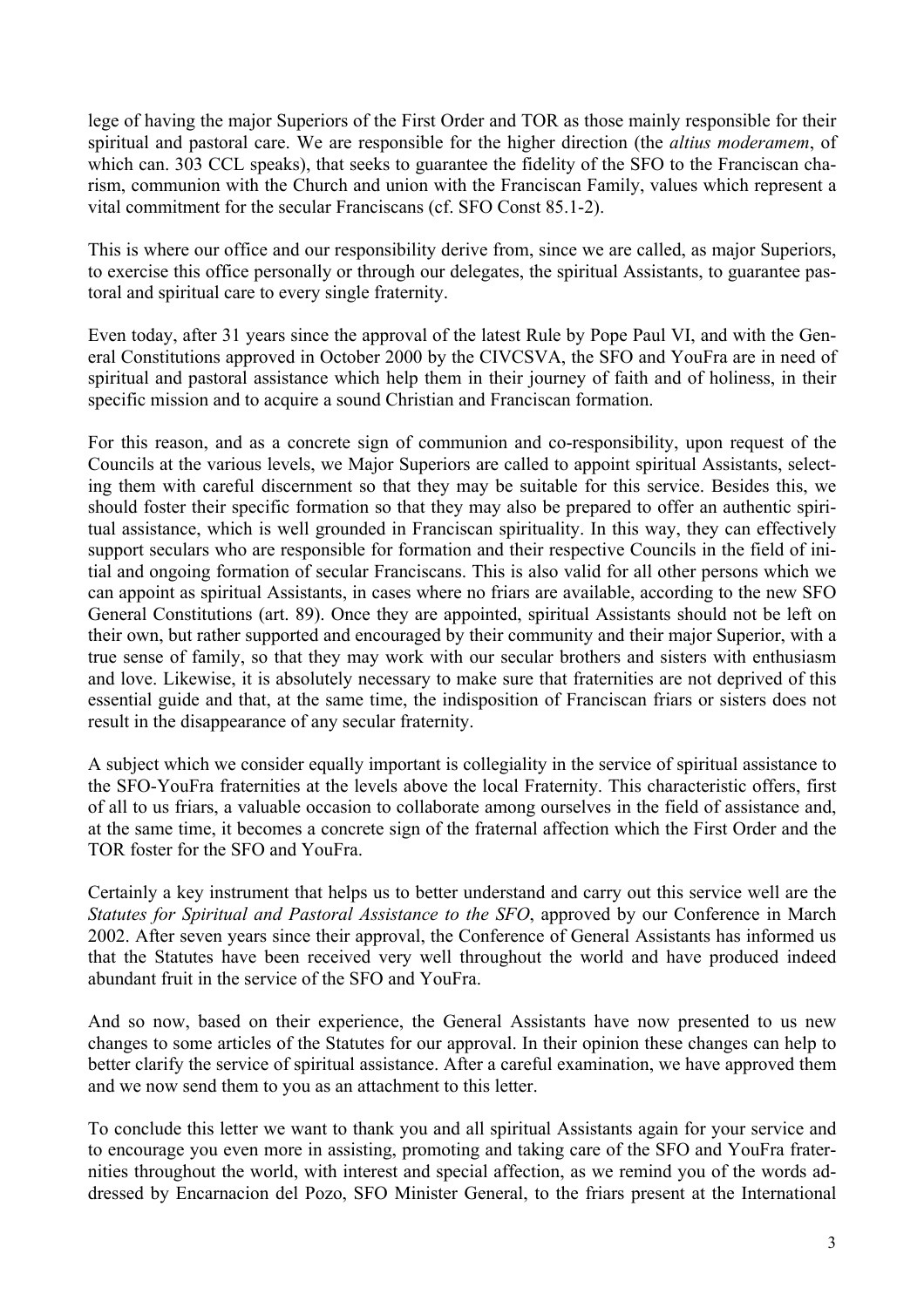lege of having the major Superiors of the First Order and TOR as those mainly responsible for their spiritual and pastoral care. We are responsible for the higher direction (the *altius moderamem*, of which can. 303 CCL speaks), that seeks to guarantee the fidelity of the SFO to the Franciscan charism, communion with the Church and union with the Franciscan Family, values which represent a vital commitment for the secular Franciscans (cf. SFO Const 85.1-2).

This is where our office and our responsibility derive from, since we are called, as major Superiors, to exercise this office personally or through our delegates, the spiritual Assistants, to guarantee pastoral and spiritual care to every single fraternity.

Even today, after 31 years since the approval of the latest Rule by Pope Paul VI, and with the General Constitutions approved in October 2000 by the CIVCSVA, the SFO and YouFra are in need of spiritual and pastoral assistance which help them in their journey of faith and of holiness, in their specific mission and to acquire a sound Christian and Franciscan formation.

For this reason, and as a concrete sign of communion and co-responsibility, upon request of the Councils at the various levels, we Major Superiors are called to appoint spiritual Assistants, selecting them with careful discernment so that they may be suitable for this service. Besides this, we should foster their specific formation so that they may also be prepared to offer an authentic spiritual assistance, which is well grounded in Franciscan spirituality. In this way, they can effectively support seculars who are responsible for formation and their respective Councils in the field of initial and ongoing formation of secular Franciscans. This is also valid for all other persons which we can appoint as spiritual Assistants, in cases where no friars are available, according to the new SFO General Constitutions (art. 89). Once they are appointed, spiritual Assistants should not be left on their own, but rather supported and encouraged by their community and their major Superior, with a true sense of family, so that they may work with our secular brothers and sisters with enthusiasm and love. Likewise, it is absolutely necessary to make sure that fraternities are not deprived of this essential guide and that, at the same time, the indisposition of Franciscan friars or sisters does not result in the disappearance of any secular fraternity.

A subject which we consider equally important is collegiality in the service of spiritual assistance to the SFO-YouFra fraternities at the levels above the local Fraternity. This characteristic offers, first of all to us friars, a valuable occasion to collaborate among ourselves in the field of assistance and, at the same time, it becomes a concrete sign of the fraternal affection which the First Order and the TOR foster for the SFO and YouFra.

Certainly a key instrument that helps us to better understand and carry out this service well are the *Statutes for Spiritual and Pastoral Assistance to the SFO*, approved by our Conference in March 2002. After seven years since their approval, the Conference of General Assistants has informed us that the Statutes have been received very well throughout the world and have produced indeed abundant fruit in the service of the SFO and YouFra.

And so now, based on their experience, the General Assistants have now presented to us new changes to some articles of the Statutes for our approval. In their opinion these changes can help to better clarify the service of spiritual assistance. After a careful examination, we have approved them and we now send them to you as an attachment to this letter.

To conclude this letter we want to thank you and all spiritual Assistants again for your service and to encourage you even more in assisting, promoting and taking care of the SFO and YouFra fraternities throughout the world, with interest and special affection, as we remind you of the words addressed by Encarnacion del Pozo, SFO Minister General, to the friars present at the International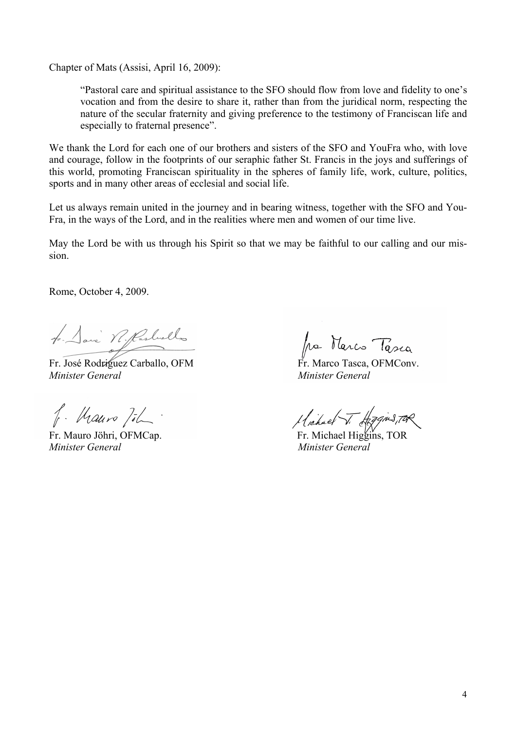Chapter of Mats (Assisi, April 16, 2009):

> "Pastoral care and spiritual assistance to the SFO should flow from love and fidelity to one's vocation and from the desire to share it, rather than from the juridical norm, respecting the nature of the secular fraternity and giving preference to the testimony of Franciscan life and especially to fraternal presence".

We thank the Lord for each one of our brothers and sisters of the SFO and YouFra who, with love and courage, follow in the footprints of our seraphic father St. Francis in the joys and sufferings of this world, promoting Franciscan spirituality in the spheres of family life, work, culture, politics, sports and in many other areas of ecclesial and social life.

Let us always remain united in the journey and in bearing witness, together with the SFO and You-Fra, in the ways of the Lord, and in the realities where men and women of our time live.

May the Lord be with us through his Spirit so that we may be faithful to our calling and our mission.

Rome, October 4, 2009.

Fr. José Rodriguez Carballo, OFM
*Minister General*

Fr. Marco Tasca, OFMConv.
*Minister General*

Fr. Mauro Jöhri, OFMCap.
*Minister General*

Fr. Michael Higgins, TOR
*Minister General*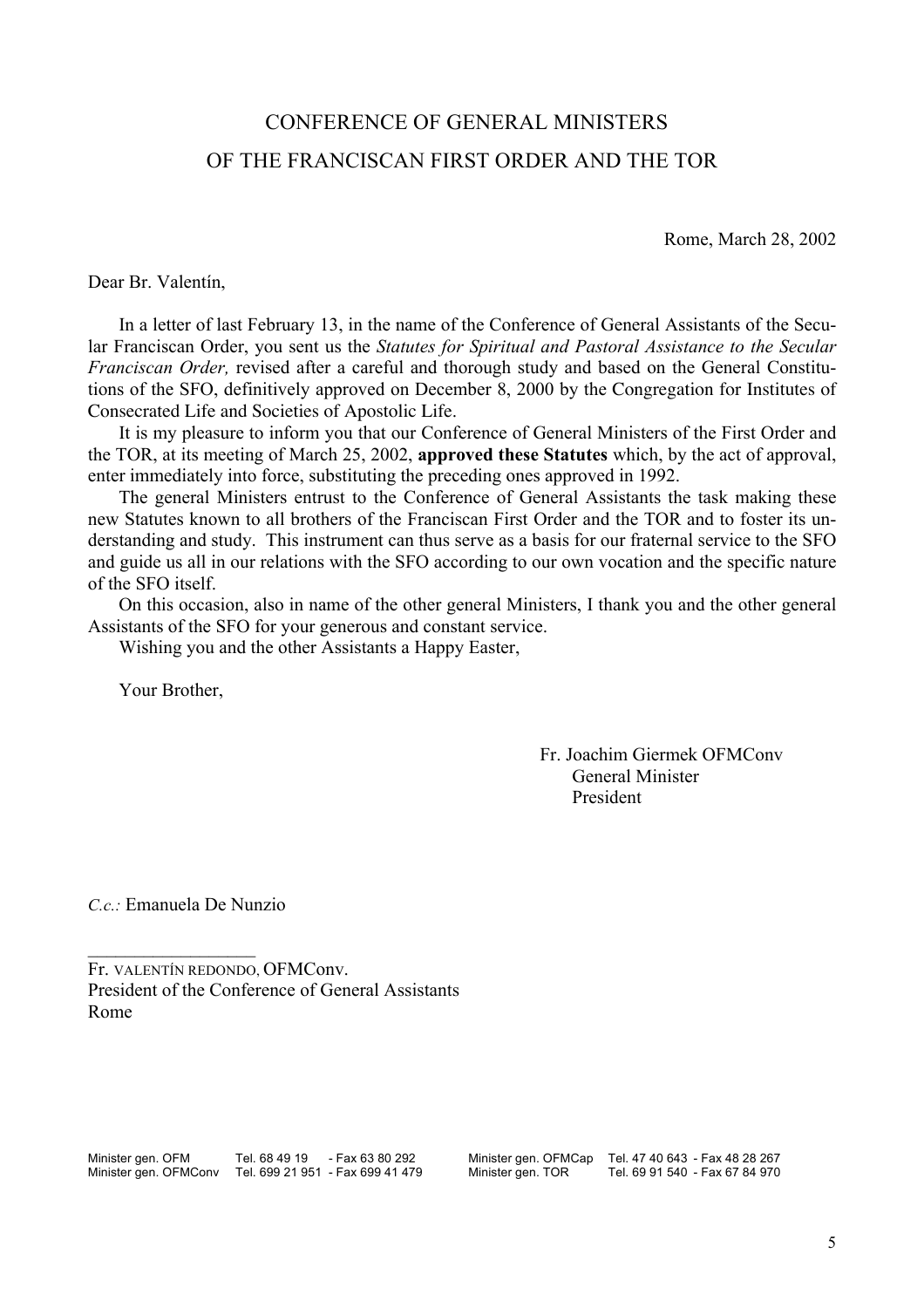# CONFERENCE OF GENERAL MINISTERS
# OF THE FRANCISCAN FIRST ORDER AND THE TOR

Rome, March 28, 2002

Dear Br. Valentín,

In a letter of last February 13, in the name of the Conference of General Assistants of the Secular Franciscan Order, you sent us the *Statutes for Spiritual and Pastoral Assistance to the Secular Franciscan Order,* revised after a careful and thorough study and based on the General Constitutions of the SFO, definitively approved on December 8, 2000 by the Congregation for Institutes of Consecrated Life and Societies of Apostolic Life.

It is my pleasure to inform you that our Conference of General Ministers of the First Order and the TOR, at its meeting of March 25, 2002, **approved these Statutes** which, by the act of approval, enter immediately into force, substituting the preceding ones approved in 1992.

The general Ministers entrust to the Conference of General Assistants the task making these new Statutes known to all brothers of the Franciscan First Order and the TOR and to foster its understanding and study. This instrument can thus serve as a basis for our fraternal service to the SFO and guide us all in our relations with the SFO according to our own vocation and the specific nature of the SFO itself.

On this occasion, also in name of the other general Ministers, I thank you and the other general Assistants of the SFO for your generous and constant service.

Wishing you and the other Assistants a Happy Easter,

Your Brother,

Fr. Joachim Giermek OFMConv
General Minister
President

*C.c.:* Emanuela De Nunzio

\_\_\_\_\_\_\_\_\_\_\_\_\_\_\_\_\_\_

Fr. VALENTÍN REDONDO, OFMConv.
President of the Conference of General Assistants
Rome

| | | | |
|---|---|---|---|
| Minister gen. OFM | Tel. 68 49 19 - Fax 63 80 292 | Minister gen. OFMCap | Tel. 47 40 643 - Fax 48 28 267 |
| Minister gen. OFMConv | Tel. 699 21 951 - Fax 699 41 479 | Minister gen. TOR | Tel. 69 91 540 - Fax 67 84 970 |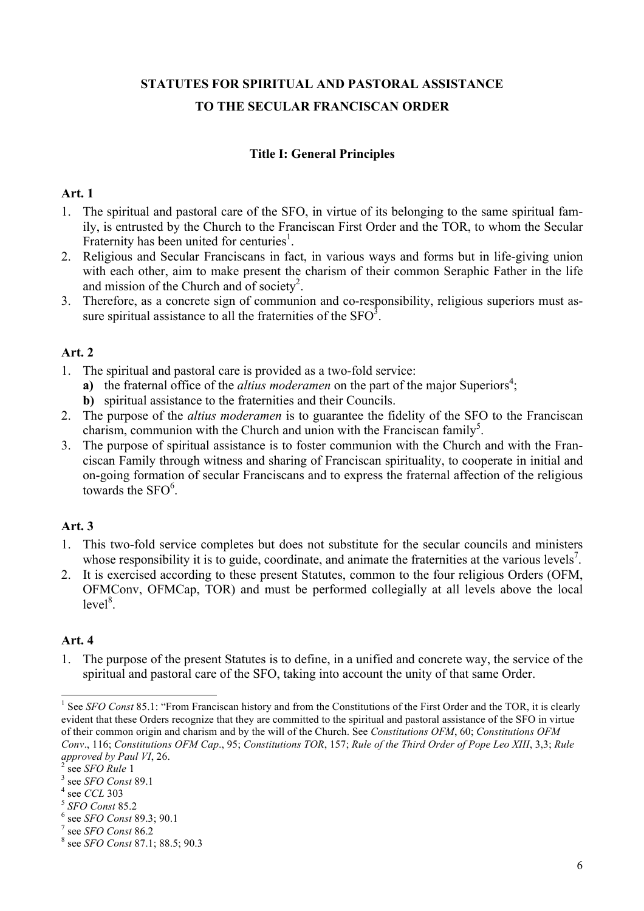# STATUTES FOR SPIRITUAL AND PASTORAL ASSISTANCE TO THE SECULAR FRANCISCAN ORDER

## Title I: General Principles

**Art. 1**

1. The spiritual and pastoral care of the SFO, in virtue of its belonging to the same spiritual family, is entrusted by the Church to the Franciscan First Order and the TOR, to whom the Secular Fraternity has been united for centuries[1].
2. Religious and Secular Franciscans in fact, in various ways and forms but in life-giving union with each other, aim to make present the charism of their common Seraphic Father in the life and mission of the Church and of society[2].
3. Therefore, as a concrete sign of communion and co-responsibility, religious superiors must assure spiritual assistance to all the fraternities of the SFO[3].

**Art. 2**

1. The spiritual and pastoral care is provided as a two-fold service:
   **a)** the fraternal office of the *altius moderamen* on the part of the major Superiors[4];
   **b)** spiritual assistance to the fraternities and their Councils.
2. The purpose of the *altius moderamen* is to guarantee the fidelity of the SFO to the Franciscan charism, communion with the Church and union with the Franciscan family[5].
3. The purpose of spiritual assistance is to foster communion with the Church and with the Franciscan Family through witness and sharing of Franciscan spirituality, to cooperate in initial and on-going formation of secular Franciscans and to express the fraternal affection of the religious towards the SFO[6].

**Art. 3**

1. This two-fold service completes but does not substitute for the secular councils and ministers whose responsibility it is to guide, coordinate, and animate the fraternities at the various levels[7].
2. It is exercised according to these present Statutes, common to the four religious Orders (OFM, OFMConv, OFMCap, TOR) and must be performed collegially at all levels above the local level[8].

**Art. 4**

1. The purpose of the present Statutes is to define, in a unified and concrete way, the service of the spiritual and pastoral care of the SFO, taking into account the unity of that same Order.

---

[1] See *SFO Const* 85.1: "From Franciscan history and from the Constitutions of the First Order and the TOR, it is clearly evident that these Orders recognize that they are committed to the spiritual and pastoral assistance of the SFO in virtue of their common origin and charism and by the will of the Church. See *Constitutions OFM*, 60; *Constitutions OFM Conv*., 116; *Constitutions OFM Cap*., 95; *Constitutions TOR*, 157; *Rule of the Third Order of Pope Leo XIII*, 3,3; *Rule approved by Paul VI*, 26.

[2] see *SFO Rule* 1

[3] see *SFO Const* 89.1

[4] see *CCL* 303

[5] *SFO Const* 85.2

[6] see *SFO Const* 89.3; 90.1

[7] see *SFO Const* 86.2

[8] see *SFO Const* 87.1; 88.5; 90.3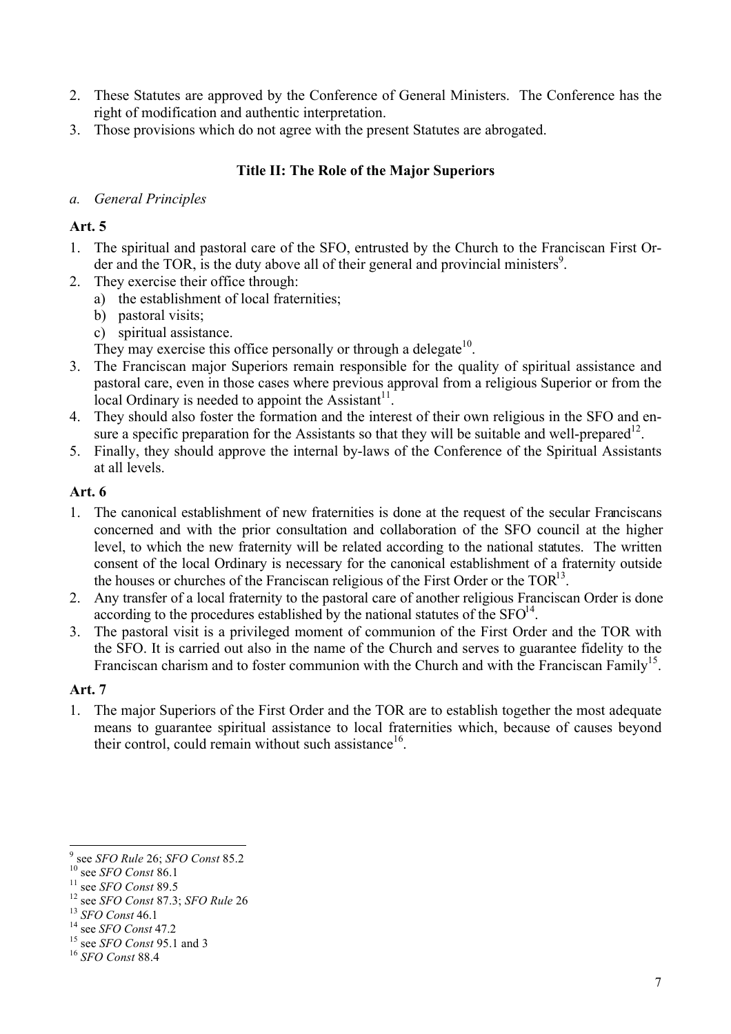2. These Statutes are approved by the Conference of General Ministers. The Conference has the right of modification and authentic interpretation.
3. Those provisions which do not agree with the present Statutes are abrogated.

## Title II: The Role of the Major Superiors

*a. General Principles*

### Art. 5

1. The spiritual and pastoral care of the SFO, entrusted by the Church to the Franciscan First Order and the TOR, is the duty above all of their general and provincial ministers[9].
2. They exercise their office through:
   a) the establishment of local fraternities;
   b) pastoral visits;
   c) spiritual assistance.
   
   They may exercise this office personally or through a delegate[10].
3. The Franciscan major Superiors remain responsible for the quality of spiritual assistance and pastoral care, even in those cases where previous approval from a religious Superior or from the local Ordinary is needed to appoint the Assistant[11].
4. They should also foster the formation and the interest of their own religious in the SFO and ensure a specific preparation for the Assistants so that they will be suitable and well-prepared[12].
5. Finally, they should approve the internal by-laws of the Conference of the Spiritual Assistants at all levels.

### Art. 6

1. The canonical establishment of new fraternities is done at the request of the secular Franciscans concerned and with the prior consultation and collaboration of the SFO council at the higher level, to which the new fraternity will be related according to the national statutes. The written consent of the local Ordinary is necessary for the canonical establishment of a fraternity outside the houses or churches of the Franciscan religious of the First Order or the TOR[13].
2. Any transfer of a local fraternity to the pastoral care of another religious Franciscan Order is done according to the procedures established by the national statutes of the SFO[14].
3. The pastoral visit is a privileged moment of communion of the First Order and the TOR with the SFO. It is carried out also in the name of the Church and serves to guarantee fidelity to the Franciscan charism and to foster communion with the Church and with the Franciscan Family[15].

### Art. 7

1. The major Superiors of the First Order and the TOR are to establish together the most adequate means to guarantee spiritual assistance to local fraternities which, because of causes beyond their control, could remain without such assistance[16].

---

[9] see *SFO Rule* 26; *SFO Const* 85.2
[10] see *SFO Const* 86.1
[11] see *SFO Const* 89.5
[12] see *SFO Const* 87.3; *SFO Rule* 26
[13] *SFO Const* 46.1
[14] see *SFO Const* 47.2
[15] see *SFO Const* 95.1 and 3
[16] *SFO Const* 88.4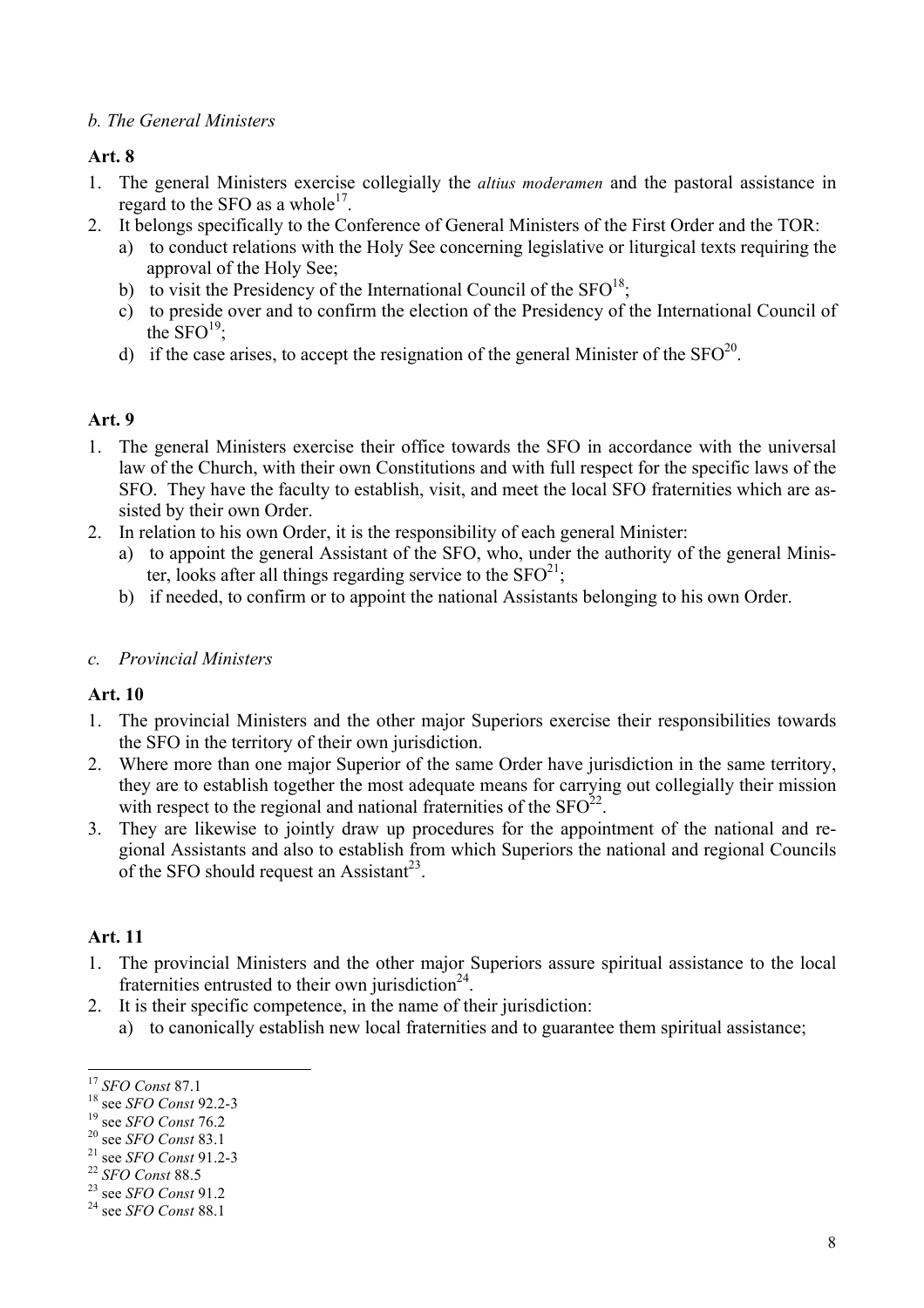*b. The General Ministers*

**Art. 8**

1. The general Ministers exercise collegially the *altius moderamen* and the pastoral assistance in regard to the SFO as a whole[17].
2. It belongs specifically to the Conference of General Ministers of the First Order and the TOR:
   a) to conduct relations with the Holy See concerning legislative or liturgical texts requiring the approval of the Holy See;
   b) to visit the Presidency of the International Council of the SFO[18];
   c) to preside over and to confirm the election of the Presidency of the International Council of the SFO[19];
   d) if the case arises, to accept the resignation of the general Minister of the SFO[20].

**Art. 9**

1. The general Ministers exercise their office towards the SFO in accordance with the universal law of the Church, with their own Constitutions and with full respect for the specific laws of the SFO. They have the faculty to establish, visit, and meet the local SFO fraternities which are assisted by their own Order.
2. In relation to his own Order, it is the responsibility of each general Minister:
   a) to appoint the general Assistant of the SFO, who, under the authority of the general Minister, looks after all things regarding service to the SFO[21];
   b) if needed, to confirm or to appoint the national Assistants belonging to his own Order.

*c. Provincial Ministers*

**Art. 10**

1. The provincial Ministers and the other major Superiors exercise their responsibilities towards the SFO in the territory of their own jurisdiction.
2. Where more than one major Superior of the same Order have jurisdiction in the same territory, they are to establish together the most adequate means for carrying out collegially their mission with respect to the regional and national fraternities of the SFO[22].
3. They are likewise to jointly draw up procedures for the appointment of the national and regional Assistants and also to establish from which Superiors the national and regional Councils of the SFO should request an Assistant[23].

**Art. 11**

1. The provincial Ministers and the other major Superiors assure spiritual assistance to the local fraternities entrusted to their own jurisdiction[24].
2. It is their specific competence, in the name of their jurisdiction:
   a) to canonically establish new local fraternities and to guarantee them spiritual assistance;

---

[17] *SFO Const* 87.1
[18] see *SFO Const* 92.2-3
[19] see *SFO Const* 76.2
[20] see *SFO Const* 83.1
[21] see *SFO Const* 91.2-3
[22] *SFO Const* 88.5
[23] see *SFO Const* 91.2
[24] see *SFO Const* 88.1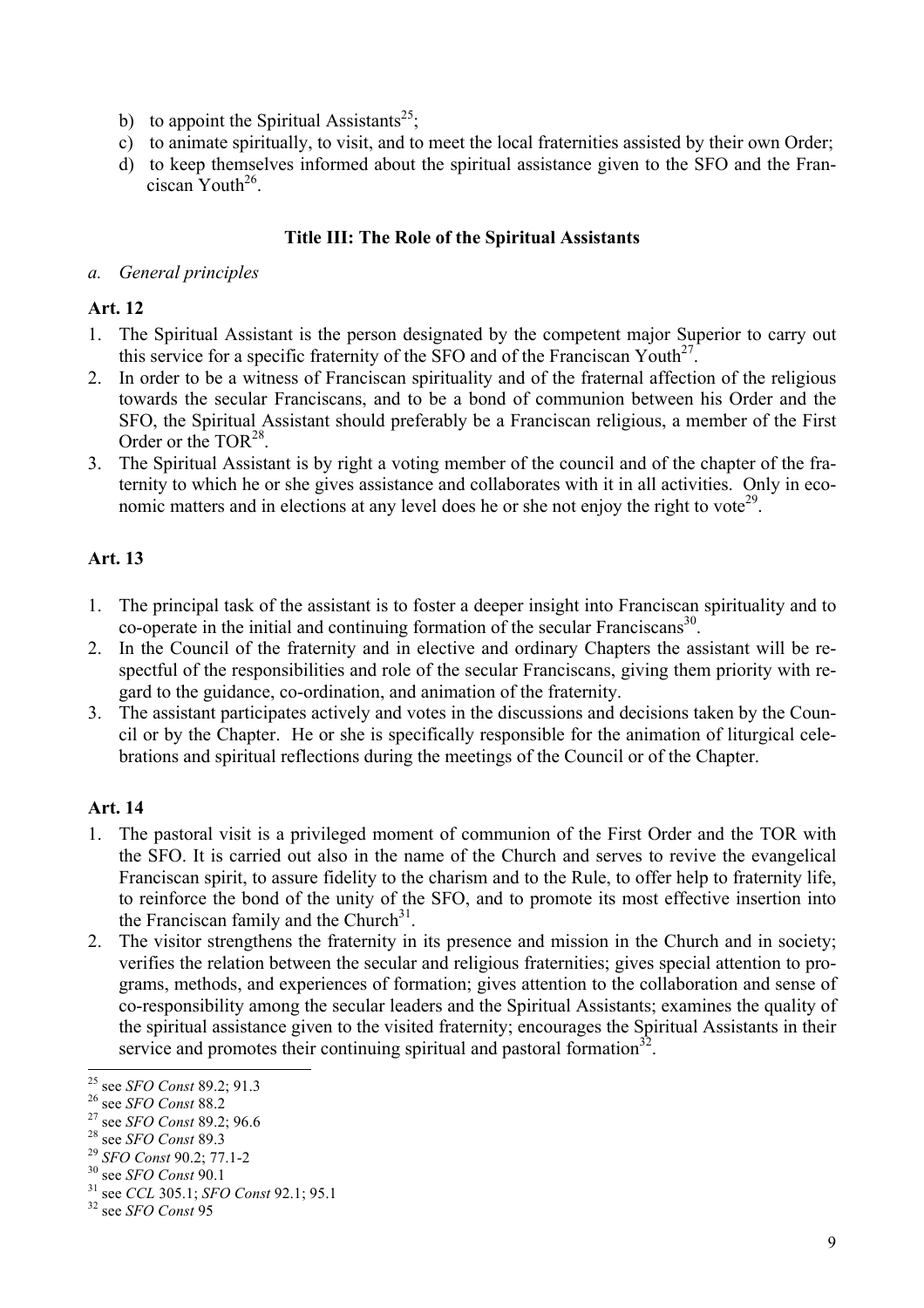b) to appoint the Spiritual Assistants[25];
c) to animate spiritually, to visit, and to meet the local fraternities assisted by their own Order;
d) to keep themselves informed about the spiritual assistance given to the SFO and the Franciscan Youth[26].

### Title III: The Role of the Spiritual Assistants

*a. General principles*

**Art. 12**

1. The Spiritual Assistant is the person designated by the competent major Superior to carry out this service for a specific fraternity of the SFO and of the Franciscan Youth[27].
2. In order to be a witness of Franciscan spirituality and of the fraternal affection of the religious towards the secular Franciscans, and to be a bond of communion between his Order and the SFO, the Spiritual Assistant should preferably be a Franciscan religious, a member of the First Order or the TOR[28].
3. The Spiritual Assistant is by right a voting member of the council and of the chapter of the fraternity to which he or she gives assistance and collaborates with it in all activities. Only in economic matters and in elections at any level does he or she not enjoy the right to vote[29].

**Art. 13**

1. The principal task of the assistant is to foster a deeper insight into Franciscan spirituality and to co-operate in the initial and continuing formation of the secular Franciscans[30].
2. In the Council of the fraternity and in elective and ordinary Chapters the assistant will be respectful of the responsibilities and role of the secular Franciscans, giving them priority with regard to the guidance, co-ordination, and animation of the fraternity.
3. The assistant participates actively and votes in the discussions and decisions taken by the Council or by the Chapter. He or she is specifically responsible for the animation of liturgical celebrations and spiritual reflections during the meetings of the Council or of the Chapter.

**Art. 14**

1. The pastoral visit is a privileged moment of communion of the First Order and the TOR with the SFO. It is carried out also in the name of the Church and serves to revive the evangelical Franciscan spirit, to assure fidelity to the charism and to the Rule, to offer help to fraternity life, to reinforce the bond of the unity of the SFO, and to promote its most effective insertion into the Franciscan family and the Church[31].
2. The visitor strengthens the fraternity in its presence and mission in the Church and in society; verifies the relation between the secular and religious fraternities; gives special attention to programs, methods, and experiences of formation; gives attention to the collaboration and sense of co-responsibility among the secular leaders and the Spiritual Assistants; examines the quality of the spiritual assistance given to the visited fraternity; encourages the Spiritual Assistants in their service and promotes their continuing spiritual and pastoral formation[32].

---

[25] see *SFO Const* 89.2; 91.3
[26] see *SFO Const* 88.2
[27] see *SFO Const* 89.2; 96.6
[28] see *SFO Const* 89.3
[29] *SFO Const* 90.2; 77.1-2
[30] see *SFO Const* 90.1
[31] see *CCL* 305.1; *SFO Const* 92.1; 95.1
[32] see *SFO Const* 95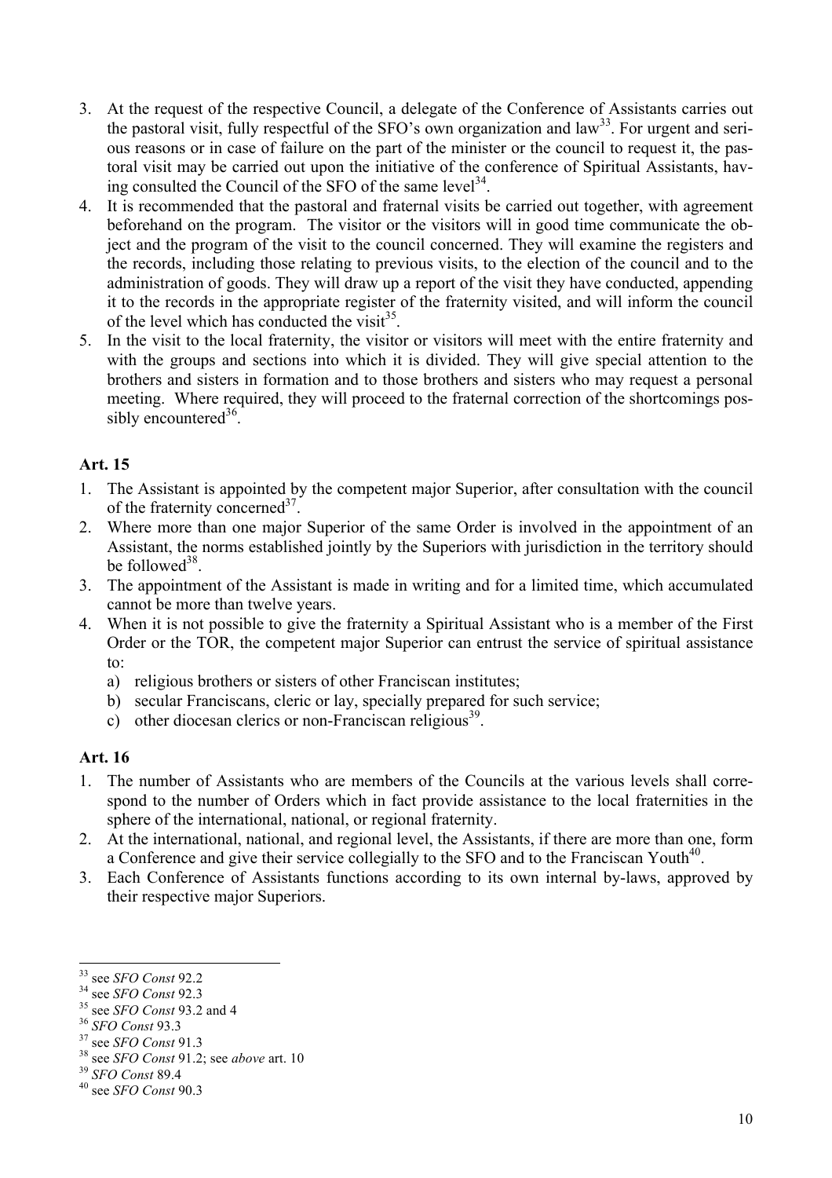3. At the request of the respective Council, a delegate of the Conference of Assistants carries out the pastoral visit, fully respectful of the SFO's own organization and law[33]. For urgent and serious reasons or in case of failure on the part of the minister or the council to request it, the pastoral visit may be carried out upon the initiative of the conference of Spiritual Assistants, having consulted the Council of the SFO of the same level[34].
4. It is recommended that the pastoral and fraternal visits be carried out together, with agreement beforehand on the program. The visitor or the visitors will in good time communicate the object and the program of the visit to the council concerned. They will examine the registers and the records, including those relating to previous visits, to the election of the council and to the administration of goods. They will draw up a report of the visit they have conducted, appending it to the records in the appropriate register of the fraternity visited, and will inform the council of the level which has conducted the visit[35].
5. In the visit to the local fraternity, the visitor or visitors will meet with the entire fraternity and with the groups and sections into which it is divided. They will give special attention to the brothers and sisters in formation and to those brothers and sisters who may request a personal meeting. Where required, they will proceed to the fraternal correction of the shortcomings possibly encountered[36].

**Art. 15**

1. The Assistant is appointed by the competent major Superior, after consultation with the council of the fraternity concerned[37].
2. Where more than one major Superior of the same Order is involved in the appointment of an Assistant, the norms established jointly by the Superiors with jurisdiction in the territory should be followed[38].
3. The appointment of the Assistant is made in writing and for a limited time, which accumulated cannot be more than twelve years.
4. When it is not possible to give the fraternity a Spiritual Assistant who is a member of the First Order or the TOR, the competent major Superior can entrust the service of spiritual assistance to:
   a) religious brothers or sisters of other Franciscan institutes;
   b) secular Franciscans, cleric or lay, specially prepared for such service;
   c) other diocesan clerics or non-Franciscan religious[39].

**Art. 16**

1. The number of Assistants who are members of the Councils at the various levels shall correspond to the number of Orders which in fact provide assistance to the local fraternities in the sphere of the international, national, or regional fraternity.
2. At the international, national, and regional level, the Assistants, if there are more than one, form a Conference and give their service collegially to the SFO and to the Franciscan Youth[40].
3. Each Conference of Assistants functions according to its own internal by-laws, approved by their respective major Superiors.

---

[33] see *SFO Const* 92.2
[34] see *SFO Const* 92.3
[35] see *SFO Const* 93.2 and 4
[36] *SFO Const* 93.3
[37] see *SFO Const* 91.3
[38] see *SFO Const* 91.2; see *above* art. 10
[39] *SFO Const* 89.4
[40] see *SFO Const* 90.3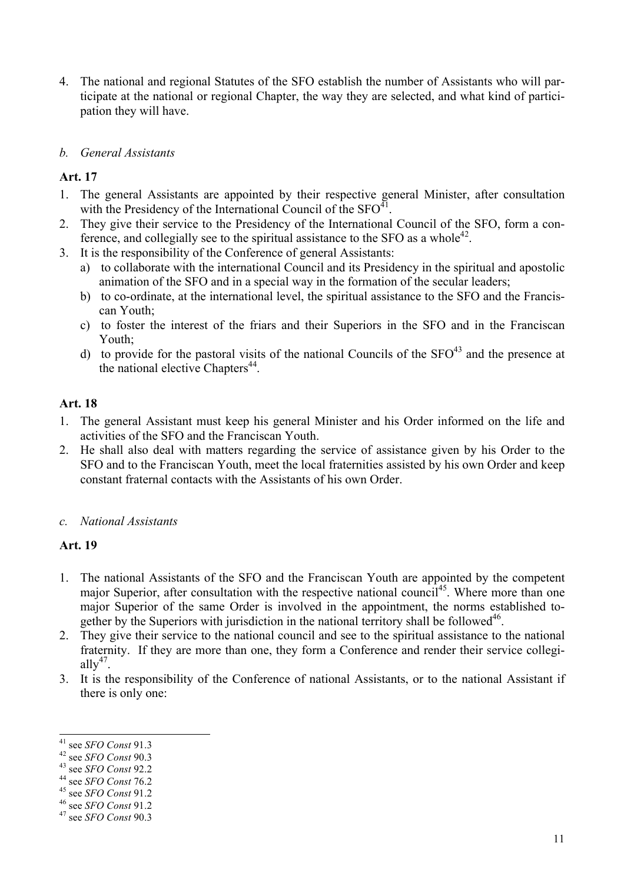4. The national and regional Statutes of the SFO establish the number of Assistants who will participate at the national or regional Chapter, the way they are selected, and what kind of participation they will have.

### *b. General Assistants*

**Art. 17**

1. The general Assistants are appointed by their respective general Minister, after consultation with the Presidency of the International Council of the SFO[41].
2. They give their service to the Presidency of the International Council of the SFO, form a conference, and collegially see to the spiritual assistance to the SFO as a whole[42].
3. It is the responsibility of the Conference of general Assistants:
   a) to collaborate with the international Council and its Presidency in the spiritual and apostolic animation of the SFO and in a special way in the formation of the secular leaders;
   b) to co-ordinate, at the international level, the spiritual assistance to the SFO and the Franciscan Youth;
   c) to foster the interest of the friars and their Superiors in the SFO and in the Franciscan Youth;
   d) to provide for the pastoral visits of the national Councils of the SFO[43] and the presence at the national elective Chapters[44].

**Art. 18**

1. The general Assistant must keep his general Minister and his Order informed on the life and activities of the SFO and the Franciscan Youth.
2. He shall also deal with matters regarding the service of assistance given by his Order to the SFO and to the Franciscan Youth, meet the local fraternities assisted by his own Order and keep constant fraternal contacts with the Assistants of his own Order.

### *c. National Assistants*

**Art. 19**

1. The national Assistants of the SFO and the Franciscan Youth are appointed by the competent major Superior, after consultation with the respective national council[45]. Where more than one major Superior of the same Order is involved in the appointment, the norms established together by the Superiors with jurisdiction in the national territory shall be followed[46].
2. They give their service to the national council and see to the spiritual assistance to the national fraternity. If they are more than one, they form a Conference and render their service collegially[47].
3. It is the responsibility of the Conference of national Assistants, or to the national Assistant if there is only one:

---

[41] see *SFO Const* 91.3
[42] see *SFO Const* 90.3
[43] see *SFO Const* 92.2
[44] see *SFO Const* 76.2
[45] see *SFO Const* 91.2
[46] see *SFO Const* 91.2
[47] see *SFO Const* 90.3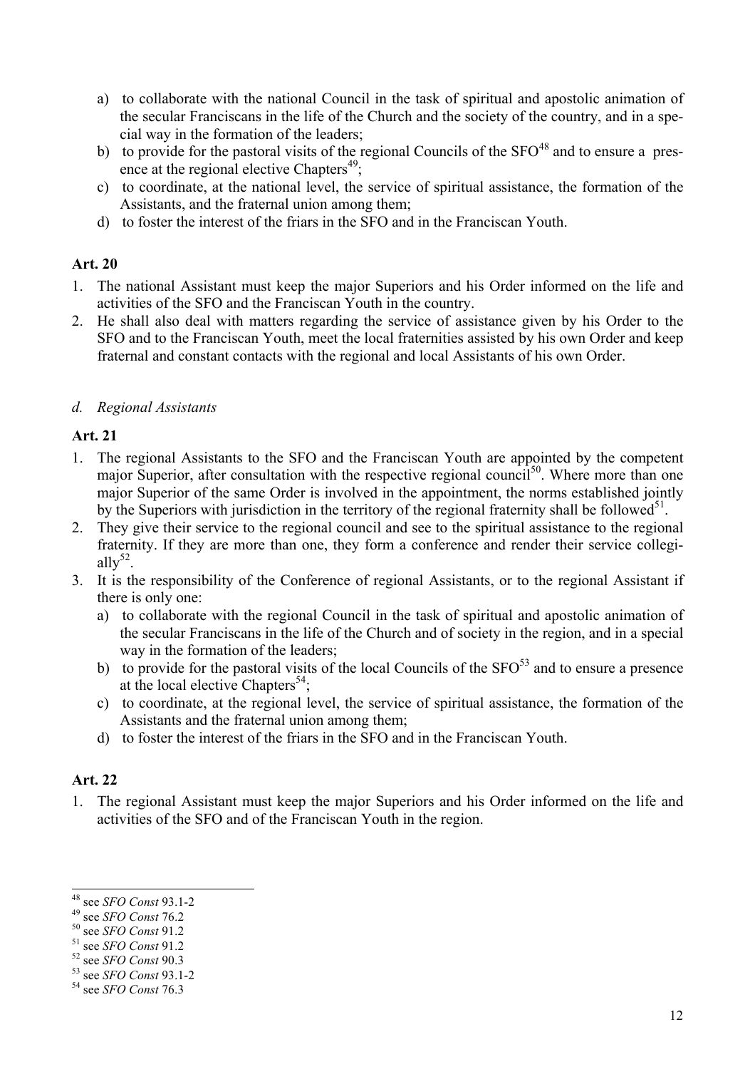a) to collaborate with the national Council in the task of spiritual and apostolic animation of the secular Franciscans in the life of the Church and the society of the country, and in a special way in the formation of the leaders;
b) to provide for the pastoral visits of the regional Councils of the SFO[48] and to ensure a presence at the regional elective Chapters[49];
c) to coordinate, at the national level, the service of spiritual assistance, the formation of the Assistants, and the fraternal union among them;
d) to foster the interest of the friars in the SFO and in the Franciscan Youth.

**Art. 20**

1. The national Assistant must keep the major Superiors and his Order informed on the life and activities of the SFO and the Franciscan Youth in the country.
2. He shall also deal with matters regarding the service of assistance given by his Order to the SFO and to the Franciscan Youth, meet the local fraternities assisted by his own Order and keep fraternal and constant contacts with the regional and local Assistants of his own Order.

*d. Regional Assistants*

**Art. 21**

1. The regional Assistants to the SFO and the Franciscan Youth are appointed by the competent major Superior, after consultation with the respective regional council[50]. Where more than one major Superior of the same Order is involved in the appointment, the norms established jointly by the Superiors with jurisdiction in the territory of the regional fraternity shall be followed[51].
2. They give their service to the regional council and see to the spiritual assistance to the regional fraternity. If they are more than one, they form a conference and render their service collegially[52].
3. It is the responsibility of the Conference of regional Assistants, or to the regional Assistant if there is only one:
   a) to collaborate with the regional Council in the task of spiritual and apostolic animation of the secular Franciscans in the life of the Church and of society in the region, and in a special way in the formation of the leaders;
   b) to provide for the pastoral visits of the local Councils of the SFO[53] and to ensure a presence at the local elective Chapters[54];
   c) to coordinate, at the regional level, the service of spiritual assistance, the formation of the Assistants and the fraternal union among them;
   d) to foster the interest of the friars in the SFO and in the Franciscan Youth.

**Art. 22**

1. The regional Assistant must keep the major Superiors and his Order informed on the life and activities of the SFO and of the Franciscan Youth in the region.

---

[48] see *SFO Const* 93.1-2
[49] see *SFO Const* 76.2
[50] see *SFO Const* 91.2
[51] see *SFO Const* 91.2
[52] see *SFO Const* 90.3
[53] see *SFO Const* 93.1-2
[54] see *SFO Const* 76.3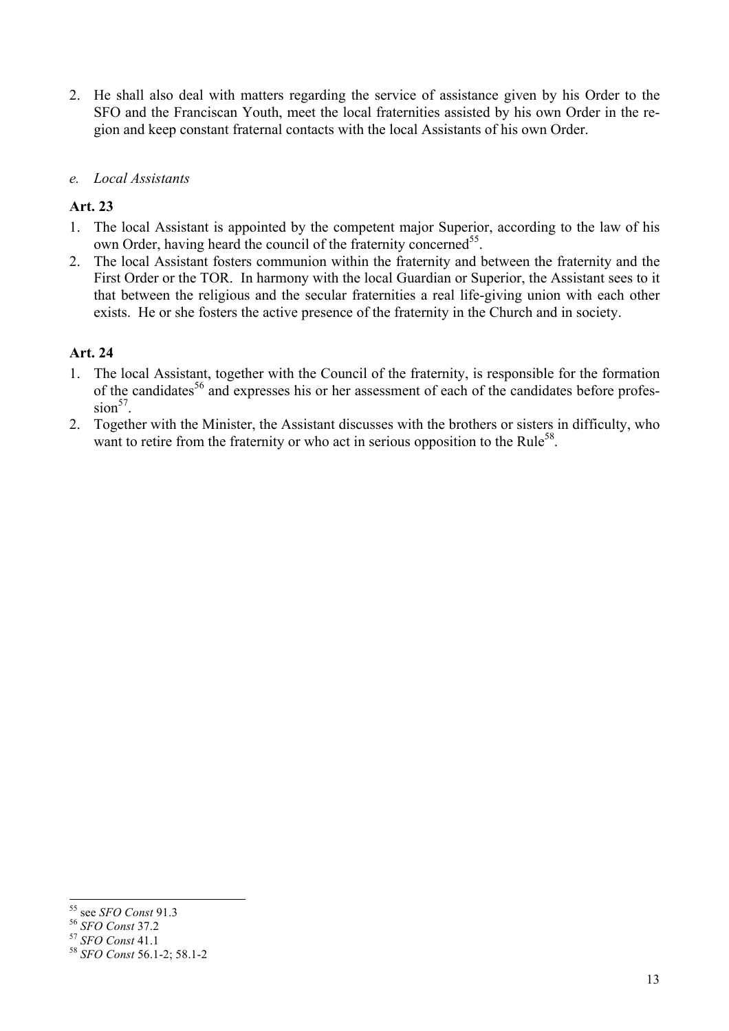2. He shall also deal with matters regarding the service of assistance given by his Order to the SFO and the Franciscan Youth, meet the local fraternities assisted by his own Order in the region and keep constant fraternal contacts with the local Assistants of his own Order.

*e. Local Assistants*

**Art. 23**

1. The local Assistant is appointed by the competent major Superior, according to the law of his own Order, having heard the council of the fraternity concerned[55].
2. The local Assistant fosters communion within the fraternity and between the fraternity and the First Order or the TOR. In harmony with the local Guardian or Superior, the Assistant sees to it that between the religious and the secular fraternities a real life-giving union with each other exists. He or she fosters the active presence of the fraternity in the Church and in society.

**Art. 24**

1. The local Assistant, together with the Council of the fraternity, is responsible for the formation of the candidates[56] and expresses his or her assessment of each of the candidates before profession[57].
2. Together with the Minister, the Assistant discusses with the brothers or sisters in difficulty, who want to retire from the fraternity or who act in serious opposition to the Rule[58].

---

[55] see *SFO Const* 91.3
[56] *SFO Const* 37.2
[57] *SFO Const* 41.1
[58] *SFO Const* 56.1-2; 58.1-2